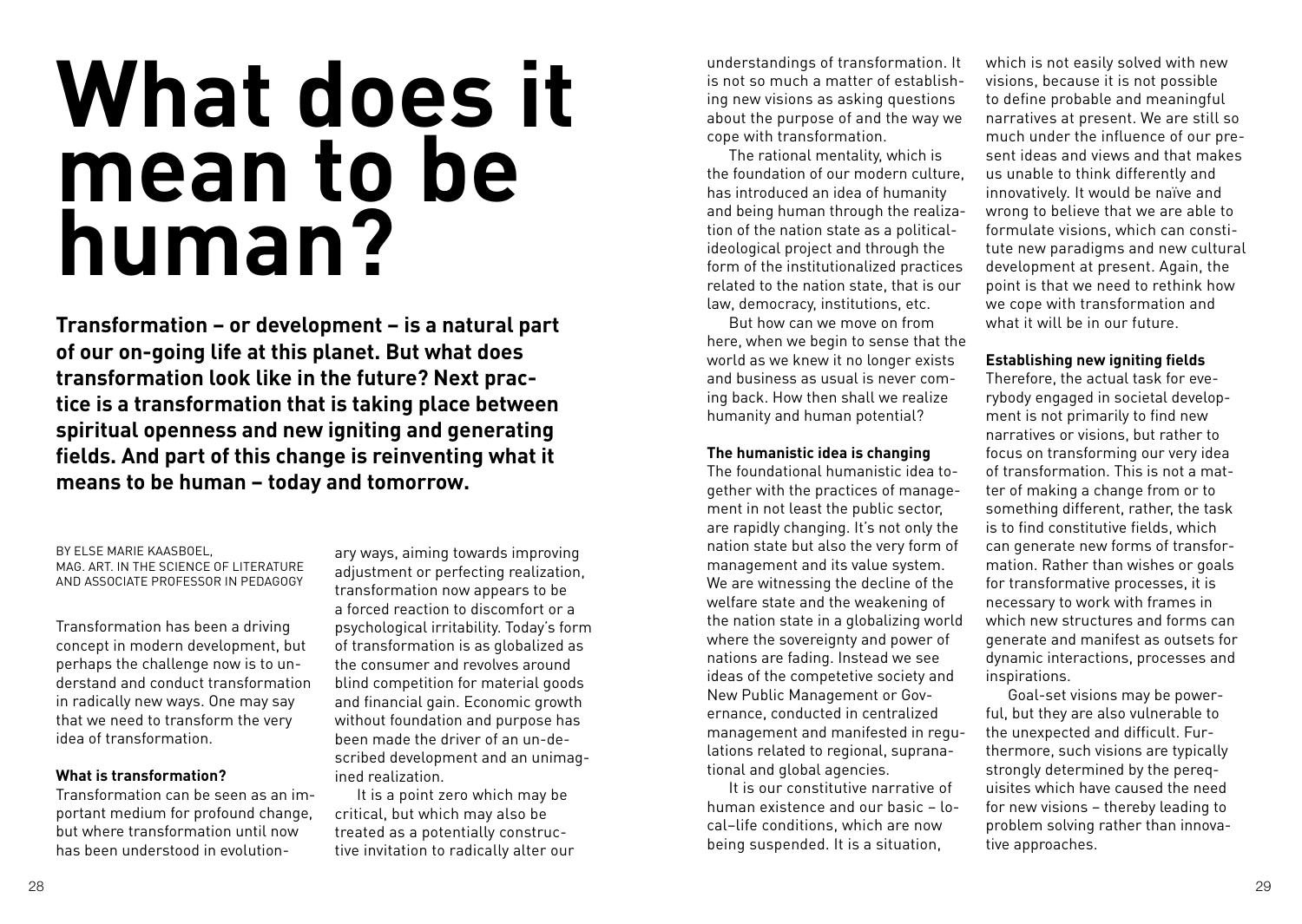# What does it mean to be human?

**Transformation – or development – is a natural part of our on-going life at this planet. But what does transformation look like in the future? Next practice is a transformation that is taking place between spiritual openness and new igniting and generating fields. And part of this change is reinventing what it means to be human – today and tomorrow.**

BY ELSE MARIE KAASBOEL,
MAG. ART. IN THE SCIENCE OF LITERATURE AND ASSOCIATE PROFESSOR IN PEDAGOGY

Transformation has been a driving concept in modern development, but perhaps the challenge now is to understand and conduct transformation in radically new ways. One may say that we need to transform the very idea of transformation.

### What is transformation?

Transformation can be seen as an important medium for profound change, but where transformation until now has been understood in evolutionary ways, aiming towards improving adjustment or perfecting realization, transformation now appears to be a forced reaction to discomfort or a psychological irritability. Today's form of transformation is as globalized as the consumer and revolves around blind competition for material goods and financial gain. Economic growth without foundation and purpose has been made the driver of an un-described development and an unimagined realization.

It is a point zero which may be critical, but which may also be treated as a potentially constructive invitation to radically alter our understandings of transformation. It is not so much a matter of establishing new visions as asking questions about the purpose of and the way we cope with transformation.

The rational mentality, which is the foundation of our modern culture, has introduced an idea of humanity and being human through the realization of the nation state as a political-ideological project and through the form of the institutionalized practices related to the nation state, that is our law, democracy, institutions, etc.

But how can we move on from here, when we begin to sense that the world as we knew it no longer exists and business as usual is never coming back. How then shall we realize humanity and human potential?

### The humanistic idea is changing

The foundational humanistic idea together with the practices of management in not least the public sector, are rapidly changing. It's not only the nation state but also the very form of management and its value system. We are witnessing the decline of the welfare state and the weakening of the nation state in a globalizing world where the sovereignty and power of nations are fading. Instead we see ideas of the competetive society and New Public Management or Governance, conducted in centralized management and manifested in regulations related to regional, supranational and global agencies.

It is our constitutive narrative of human existence and our basic – local–life conditions, which are now being suspended. It is a situation, which is not easily solved with new visions, because it is not possible to define probable and meaningful narratives at present. We are still so much under the influence of our present ideas and views and that makes us unable to think differently and innovatively. It would be naïve and wrong to believe that we are able to formulate visions, which can constitute new paradigms and new cultural development at present. Again, the point is that we need to rethink how we cope with transformation and what it will be in our future.

### Establishing new igniting fields

Therefore, the actual task for everybody engaged in societal development is not primarily to find new narratives or visions, but rather to focus on transforming our very idea of transformation. This is not a matter of making a change from or to something different, rather, the task is to find constitutive fields, which can generate new forms of transformation. Rather than wishes or goals for transformative processes, it is necessary to work with frames in which new structures and forms can generate and manifest as outsets for dynamic interactions, processes and inspirations.

Goal-set visions may be powerful, but they are also vulnerable to the unexpected and difficult. Furthermore, such visions are typically strongly determined by the perequisites which have caused the need for new visions – thereby leading to problem solving rather than innovative approaches.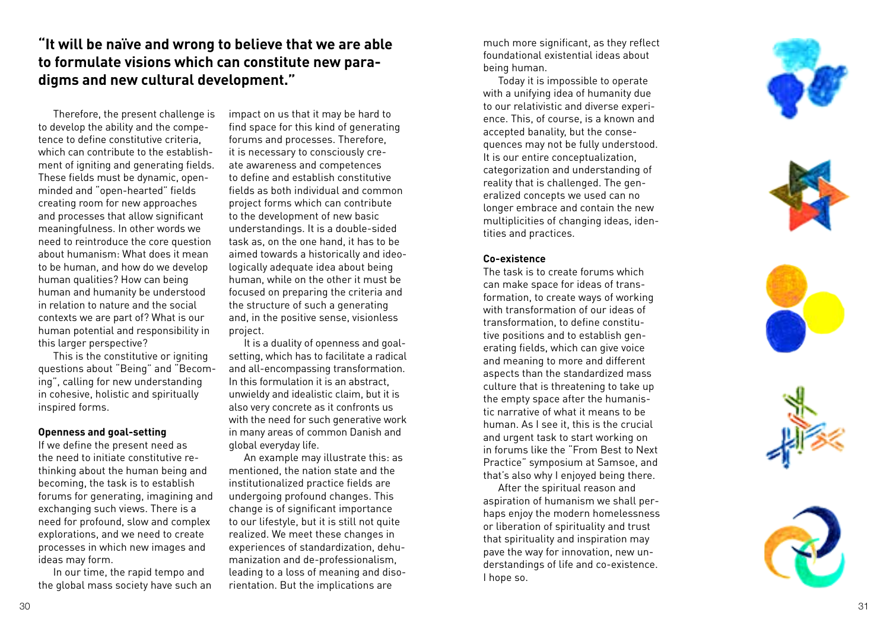**"It will be naïve and wrong to believe that we are able to formulate visions which can constitute new paradigms and new cultural development."**

Therefore, the present challenge is to develop the ability and the competence to define constitutive criteria, which can contribute to the establishment of igniting and generating fields. These fields must be dynamic, open-minded and "open-hearted" fields creating room for new approaches and processes that allow significant meaningfulness. In other words we need to reintroduce the core question about humanism: What does it mean to be human, and how do we develop human qualities? How can being human and humanity be understood in relation to nature and the social contexts we are part of? What is our human potential and responsibility in this larger perspective?

This is the constitutive or igniting questions about "Being" and "Becoming", calling for new understanding in cohesive, holistic and spiritually inspired forms.

**Openness and goal-setting**

If we define the present need as the need to initiate constitutive rethinking about the human being and becoming, the task is to establish forums for generating, imagining and exchanging such views. There is a need for profound, slow and complex explorations, and we need to create processes in which new images and ideas may form.

In our time, the rapid tempo and the global mass society have such an impact on us that it may be hard to find space for this kind of generating forums and processes. Therefore, it is necessary to consciously create awareness and competences to define and establish constitutive fields as both individual and common project forms which can contribute to the development of new basic understandings. It is a double-sided task as, on the one hand, it has to be aimed towards a historically and ideologically adequate idea about being human, while on the other it must be focused on preparing the criteria and the structure of such a generating and, in the positive sense, visionless project.

It is a duality of openness and goal-setting, which has to facilitate a radical and all-encompassing transformation. In this formulation it is an abstract, unwieldy and idealistic claim, but it is also very concrete as it confronts us with the need for such generative work in many areas of common Danish and global everyday life.

An example may illustrate this: as mentioned, the nation state and the institutionalized practice fields are undergoing profound changes. This change is of significant importance to our lifestyle, but it is still not quite realized. We meet these changes in experiences of standardization, dehumanization and de-professionalism, leading to a loss of meaning and disorientation. But the implications are much more significant, as they reflect foundational existential ideas about being human.

Today it is impossible to operate with a unifying idea of humanity due to our relativistic and diverse experience. This, of course, is a known and accepted banality, but the consequences may not be fully understood. It is our entire conceptualization, categorization and understanding of reality that is challenged. The generalized concepts we used can no longer embrace and contain the new multiplicities of changing ideas, identities and practices.

**Co-existence**

The task is to create forums which can make space for ideas of transformation, to create ways of working with transformation of our ideas of transformation, to define constitutive positions and to establish generating fields, which can give voice and meaning to more and different aspects than the standardized mass culture that is threatening to take up the empty space after the humanistic narrative of what it means to be human. As I see it, this is the crucial and urgent task to start working on in forums like the "From Best to Next Practice" symposium at Samsoe, and that's also why I enjoyed being there.

After the spiritual reason and aspiration of humanism we shall perhaps enjoy the modern homelessness or liberation of spirituality and trust that spirituality and inspiration may pave the way for innovation, new understandings of life and co-existence. I hope so.